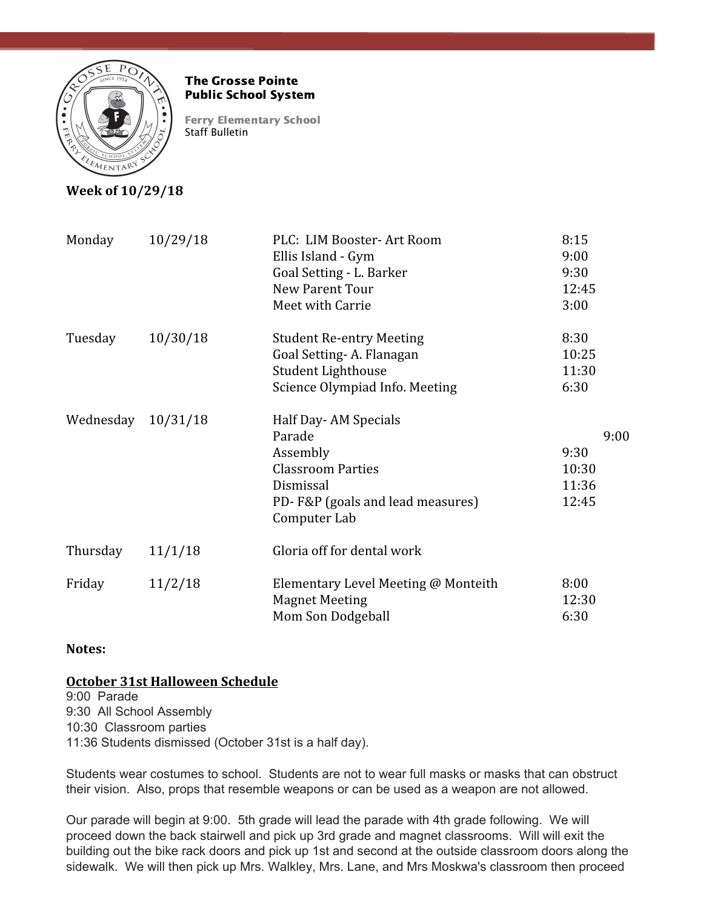**The Grosse Pointe Public School System**

**Ferry Elementary School**
Staff Bulletin

**Week of 10/29/18**

| | | | |
|---|---|---|---|
| Monday | 10/29/18 | PLC: LIM Booster- Art Room | 8:15 |
| | | Ellis Island - Gym | 9:00 |
| | | Goal Setting - L. Barker | 9:30 |
| | | New Parent Tour | 12:45 |
| | | Meet with Carrie | 3:00 |
| Tuesday | 10/30/18 | Student Re-entry Meeting | 8:30 |
| | | Goal Setting- A. Flanagan | 10:25 |
| | | Student Lighthouse | 11:30 |
| | | Science Olympiad Info. Meeting | 6:30 |
| Wednesday | 10/31/18 | Half Day- AM Specials | |
| | | Parade | 9:00 |
| | | Assembly | 9:30 |
| | | Classroom Parties | 10:30 |
| | | Dismissal | 11:36 |
| | | PD- F&P (goals and lead measures) | 12:45 |
| | | Computer Lab | |
| Thursday | 11/1/18 | Gloria off for dental work | |
| Friday | 11/2/18 | Elementary Level Meeting @ Monteith | 8:00 |
| | | Magnet Meeting | 12:30 |
| | | Mom Son Dodgeball | 6:30 |

**Notes:**

**October 31st Halloween Schedule**

9:00 Parade
9:30 All School Assembly
10:30 Classroom parties
11:36 Students dismissed (October 31st is a half day).

Students wear costumes to school. Students are not to wear full masks or masks that can obstruct their vision. Also, props that resemble weapons or can be used as a weapon are not allowed.

Our parade will begin at 9:00. 5th grade will lead the parade with 4th grade following. We will proceed down the back stairwell and pick up 3rd grade and magnet classrooms. Will will exit the building out the bike rack doors and pick up 1st and second at the outside classroom doors along the sidewalk. We will then pick up Mrs. Walkley, Mrs. Lane, and Mrs Moskwa's classroom then proceed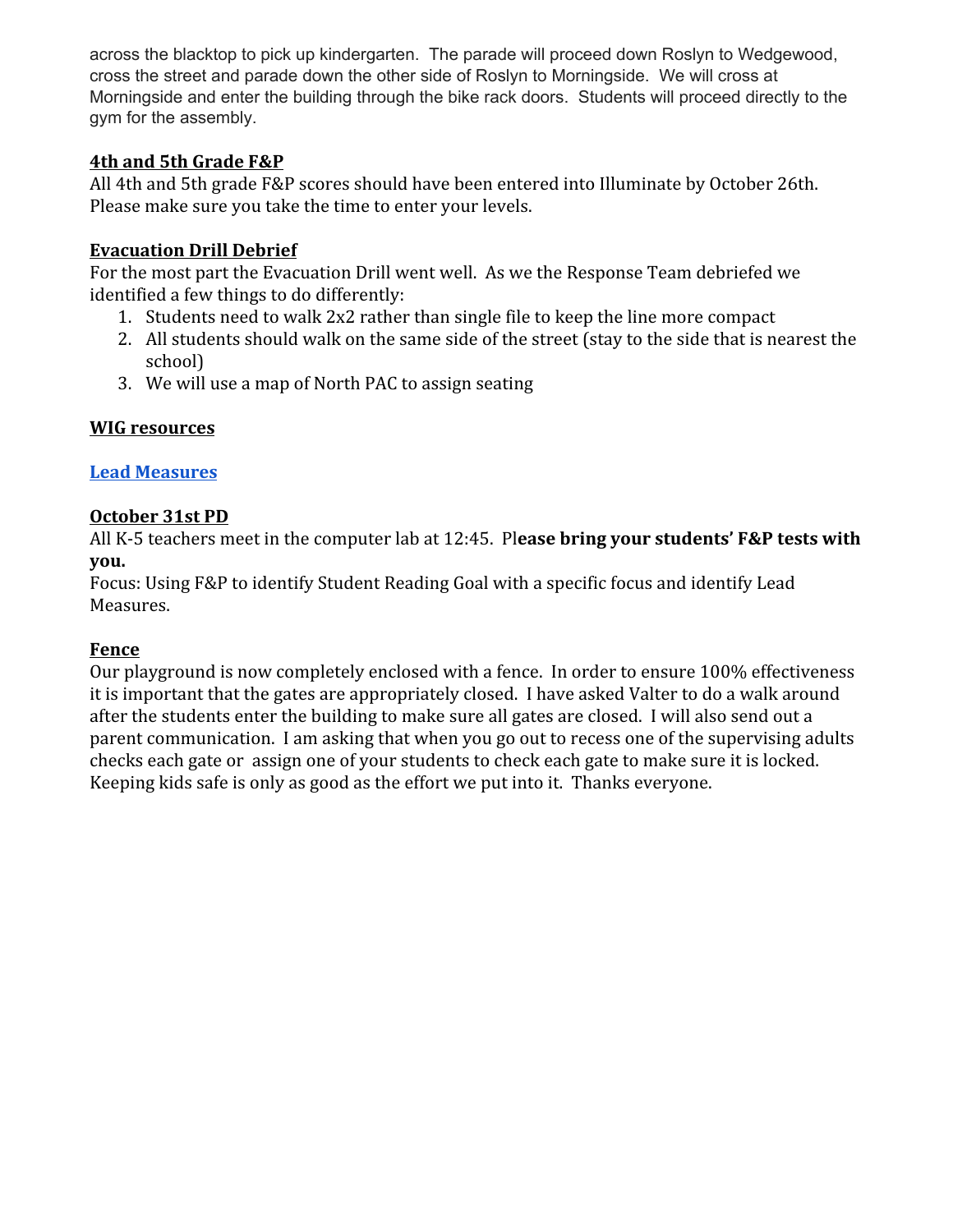across the blacktop to pick up kindergarten. The parade will proceed down Roslyn to Wedgewood, cross the street and parade down the other side of Roslyn to Morningside. We will cross at Morningside and enter the building through the bike rack doors. Students will proceed directly to the gym for the assembly.

**4th and 5th Grade F&P**

All 4th and 5th grade F&P scores should have been entered into Illuminate by October 26th. Please make sure you take the time to enter your levels.

**Evacuation Drill Debrief**

For the most part the Evacuation Drill went well. As we the Response Team debriefed we identified a few things to do differently:

1. Students need to walk 2x2 rather than single file to keep the line more compact
2. All students should walk on the same side of the street (stay to the side that is nearest the school)
3. We will use a map of North PAC to assign seating

**WIG resources**

**Lead Measures**

**October 31st PD**

All K-5 teachers meet in the computer lab at 12:45. P**lease bring your students' F&P tests with you.**

Focus: Using F&P to identify Student Reading Goal with a specific focus and identify Lead Measures.

**Fence**

Our playground is now completely enclosed with a fence. In order to ensure 100% effectiveness it is important that the gates are appropriately closed. I have asked Valter to do a walk around after the students enter the building to make sure all gates are closed. I will also send out a parent communication. I am asking that when you go out to recess one of the supervising adults checks each gate or assign one of your students to check each gate to make sure it is locked. Keeping kids safe is only as good as the effort we put into it. Thanks everyone.